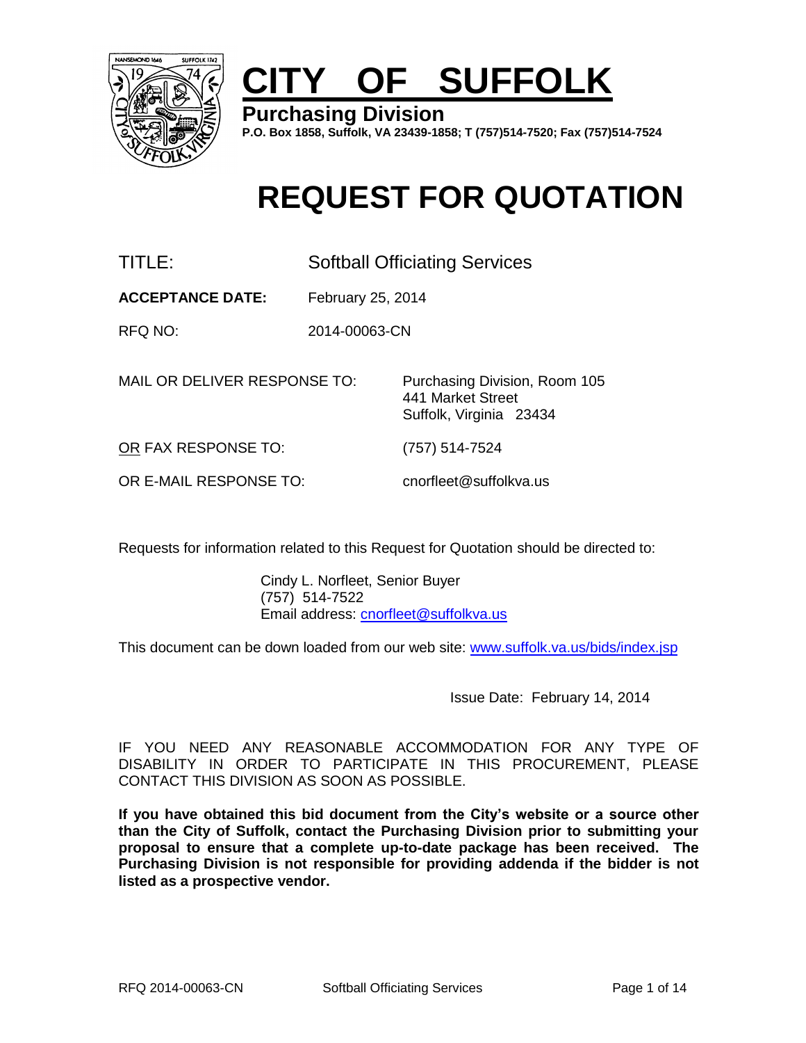# CITY OF SUFFOLK

**Purchasing Division**

**P.O. Box 1858, Suffolk, VA 23439-1858; T (757)514-7520; Fax (757)514-7524**

# REQUEST FOR QUOTATION

TITLE: Softball Officiating Services

**ACCEPTANCE DATE:** February 25, 2014

RFQ NO: 2014-00063-CN

MAIL OR DELIVER RESPONSE TO: Purchasing Division, Room 105
441 Market Street
Suffolk, Virginia 23434

OR FAX RESPONSE TO: (757) 514-7524

OR E-MAIL RESPONSE TO: cnorfleet@suffolkva.us

Requests for information related to this Request for Quotation should be directed to:

Cindy L. Norfleet, Senior Buyer
(757) 514-7522
Email address: cnorfleet@suffolkva.us

This document can be down loaded from our web site: www.suffolk.va.us/bids/index.jsp

Issue Date: February 14, 2014

IF YOU NEED ANY REASONABLE ACCOMMODATION FOR ANY TYPE OF DISABILITY IN ORDER TO PARTICIPATE IN THIS PROCUREMENT, PLEASE CONTACT THIS DIVISION AS SOON AS POSSIBLE.

**If you have obtained this bid document from the City's website or a source other than the City of Suffolk, contact the Purchasing Division prior to submitting your proposal to ensure that a complete up-to-date package has been received. The Purchasing Division is not responsible for providing addenda if the bidder is not listed as a prospective vendor.**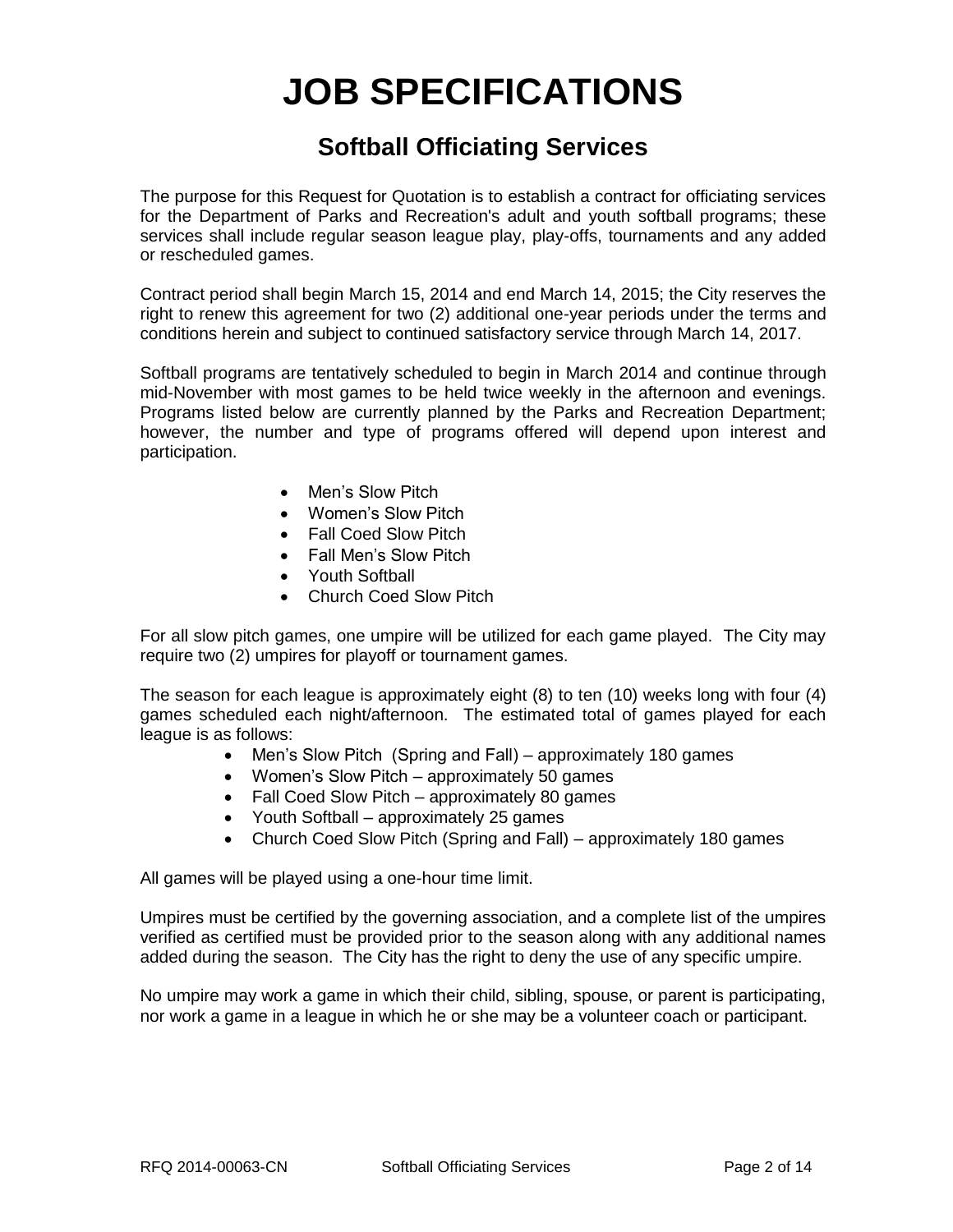# JOB SPECIFICATIONS

## Softball Officiating Services

The purpose for this Request for Quotation is to establish a contract for officiating services for the Department of Parks and Recreation's adult and youth softball programs; these services shall include regular season league play, play-offs, tournaments and any added or rescheduled games.

Contract period shall begin March 15, 2014 and end March 14, 2015; the City reserves the right to renew this agreement for two (2) additional one-year periods under the terms and conditions herein and subject to continued satisfactory service through March 14, 2017.

Softball programs are tentatively scheduled to begin in March 2014 and continue through mid-November with most games to be held twice weekly in the afternoon and evenings. Programs listed below are currently planned by the Parks and Recreation Department; however, the number and type of programs offered will depend upon interest and participation.

- Men's Slow Pitch
- Women's Slow Pitch
- Fall Coed Slow Pitch
- Fall Men's Slow Pitch
- Youth Softball
- Church Coed Slow Pitch

For all slow pitch games, one umpire will be utilized for each game played. The City may require two (2) umpires for playoff or tournament games.

The season for each league is approximately eight (8) to ten (10) weeks long with four (4) games scheduled each night/afternoon. The estimated total of games played for each league is as follows:

- Men's Slow Pitch (Spring and Fall) – approximately 180 games
- Women's Slow Pitch – approximately 50 games
- Fall Coed Slow Pitch – approximately 80 games
- Youth Softball – approximately 25 games
- Church Coed Slow Pitch (Spring and Fall) – approximately 180 games

All games will be played using a one-hour time limit.

Umpires must be certified by the governing association, and a complete list of the umpires verified as certified must be provided prior to the season along with any additional names added during the season. The City has the right to deny the use of any specific umpire.

No umpire may work a game in which their child, sibling, spouse, or parent is participating, nor work a game in a league in which he or she may be a volunteer coach or participant.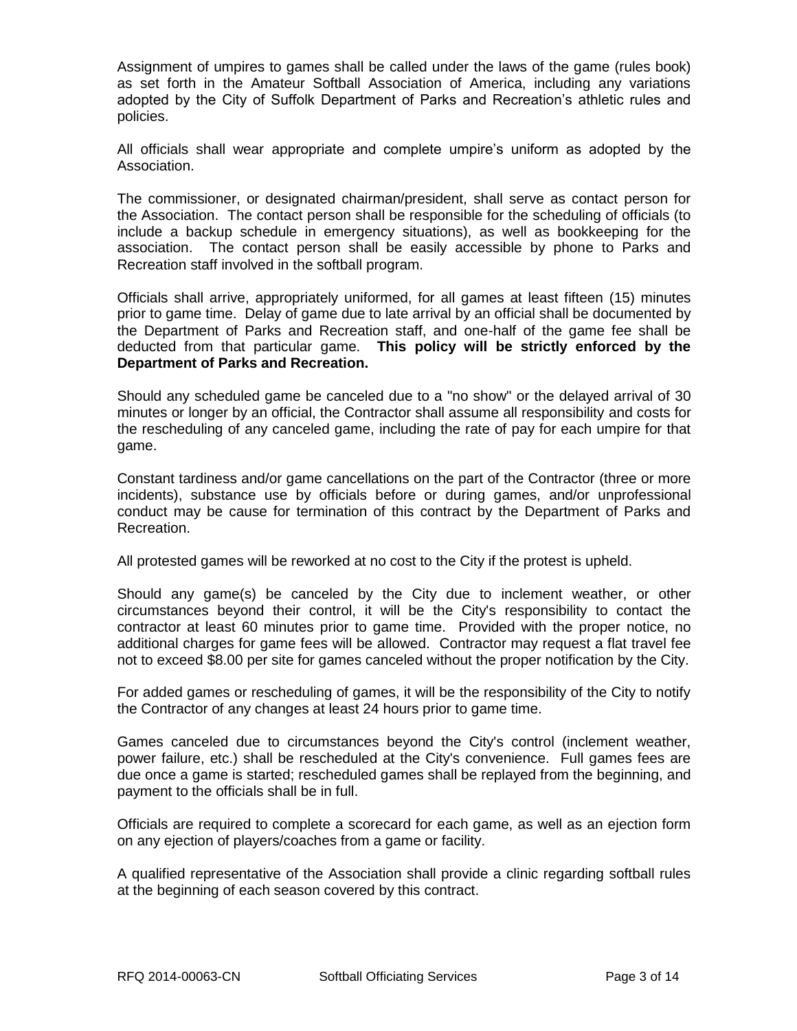Assignment of umpires to games shall be called under the laws of the game (rules book) as set forth in the Amateur Softball Association of America, including any variations adopted by the City of Suffolk Department of Parks and Recreation's athletic rules and policies.

All officials shall wear appropriate and complete umpire's uniform as adopted by the Association.

The commissioner, or designated chairman/president, shall serve as contact person for the Association. The contact person shall be responsible for the scheduling of officials (to include a backup schedule in emergency situations), as well as bookkeeping for the association. The contact person shall be easily accessible by phone to Parks and Recreation staff involved in the softball program.

Officials shall arrive, appropriately uniformed, for all games at least fifteen (15) minutes prior to game time. Delay of game due to late arrival by an official shall be documented by the Department of Parks and Recreation staff, and one-half of the game fee shall be deducted from that particular game. **This policy will be strictly enforced by the Department of Parks and Recreation.**

Should any scheduled game be canceled due to a "no show" or the delayed arrival of 30 minutes or longer by an official, the Contractor shall assume all responsibility and costs for the rescheduling of any canceled game, including the rate of pay for each umpire for that game.

Constant tardiness and/or game cancellations on the part of the Contractor (three or more incidents), substance use by officials before or during games, and/or unprofessional conduct may be cause for termination of this contract by the Department of Parks and Recreation.

All protested games will be reworked at no cost to the City if the protest is upheld.

Should any game(s) be canceled by the City due to inclement weather, or other circumstances beyond their control, it will be the City's responsibility to contact the contractor at least 60 minutes prior to game time. Provided with the proper notice, no additional charges for game fees will be allowed. Contractor may request a flat travel fee not to exceed $8.00 per site for games canceled without the proper notification by the City.

For added games or rescheduling of games, it will be the responsibility of the City to notify the Contractor of any changes at least 24 hours prior to game time.

Games canceled due to circumstances beyond the City's control (inclement weather, power failure, etc.) shall be rescheduled at the City's convenience. Full games fees are due once a game is started; rescheduled games shall be replayed from the beginning, and payment to the officials shall be in full.

Officials are required to complete a scorecard for each game, as well as an ejection form on any ejection of players/coaches from a game or facility.

A qualified representative of the Association shall provide a clinic regarding softball rules at the beginning of each season covered by this contract.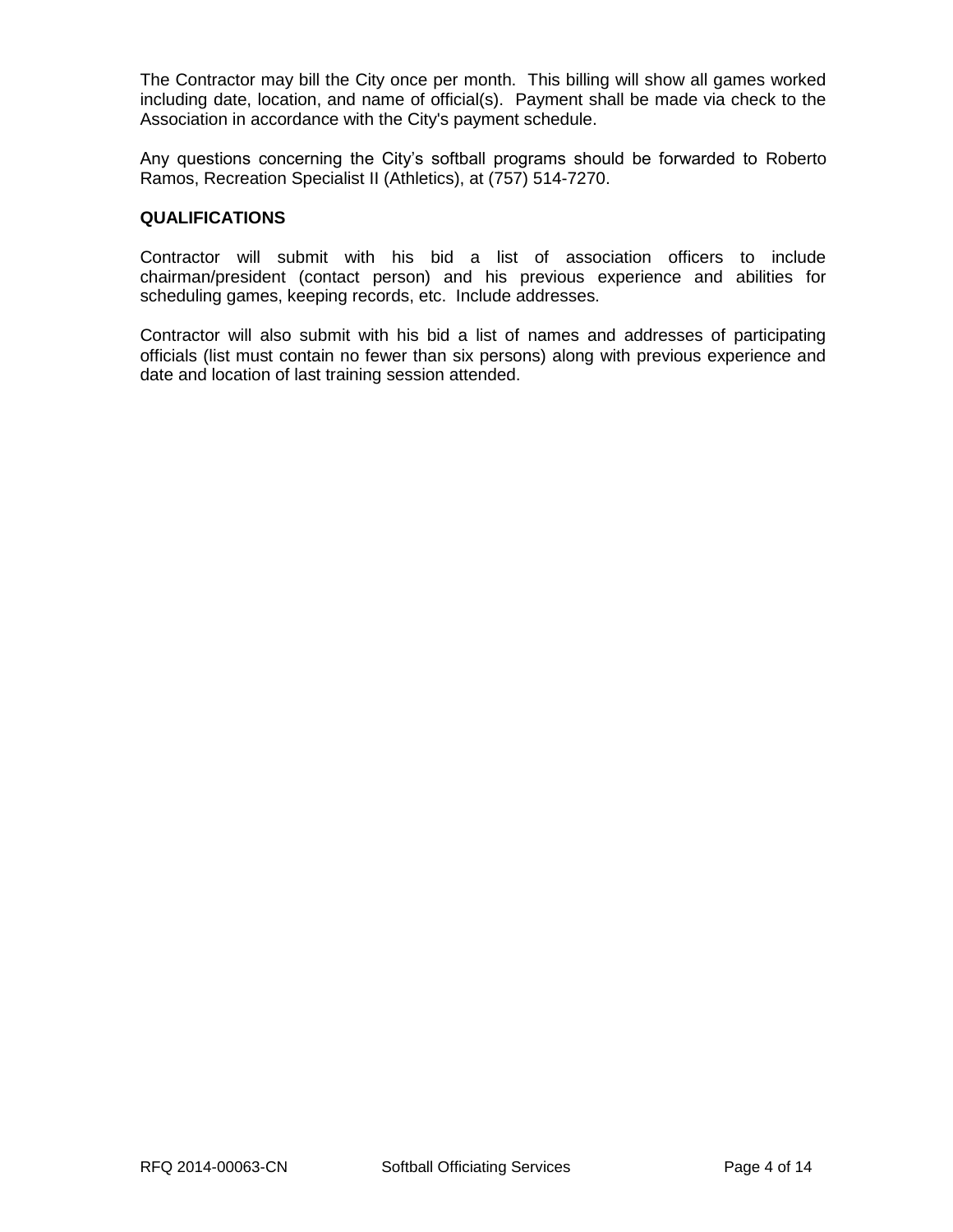The Contractor may bill the City once per month. This billing will show all games worked including date, location, and name of official(s). Payment shall be made via check to the Association in accordance with the City's payment schedule.

Any questions concerning the City's softball programs should be forwarded to Roberto Ramos, Recreation Specialist II (Athletics), at (757) 514-7270.

## QUALIFICATIONS

Contractor will submit with his bid a list of association officers to include chairman/president (contact person) and his previous experience and abilities for scheduling games, keeping records, etc. Include addresses.

Contractor will also submit with his bid a list of names and addresses of participating officials (list must contain no fewer than six persons) along with previous experience and date and location of last training session attended.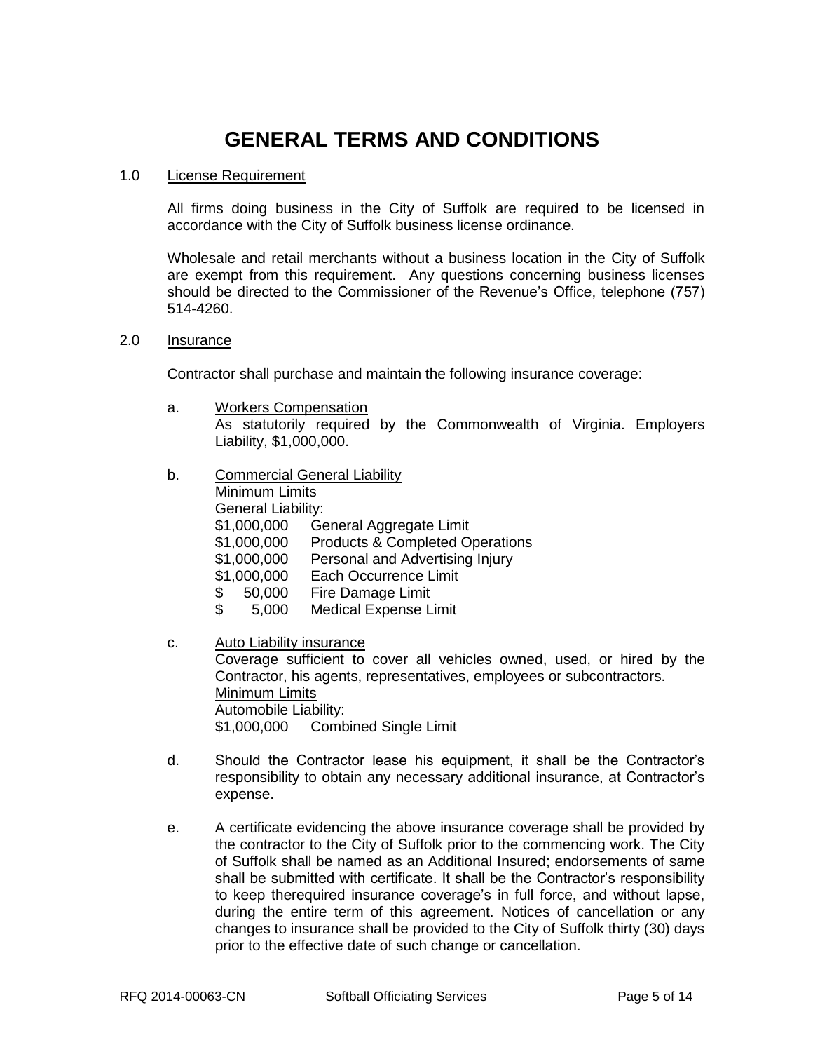# GENERAL TERMS AND CONDITIONS

1.0 License Requirement

All firms doing business in the City of Suffolk are required to be licensed in accordance with the City of Suffolk business license ordinance.

Wholesale and retail merchants without a business location in the City of Suffolk are exempt from this requirement. Any questions concerning business licenses should be directed to the Commissioner of the Revenue's Office, telephone (757) 514-4260.

2.0 Insurance

Contractor shall purchase and maintain the following insurance coverage:

a. Workers Compensation
As statutorily required by the Commonwealth of Virginia. Employers Liability, $1,000,000.

b. Commercial General Liability
Minimum Limits
General Liability:
$1,000,000 General Aggregate Limit
$1,000,000 Products & Completed Operations
$1,000,000 Personal and Advertising Injury
$1,000,000 Each Occurrence Limit
$ 50,000 Fire Damage Limit
$ 5,000 Medical Expense Limit

c. Auto Liability insurance
Coverage sufficient to cover all vehicles owned, used, or hired by the Contractor, his agents, representatives, employees or subcontractors.
Minimum Limits
Automobile Liability:
$1,000,000 Combined Single Limit

d. Should the Contractor lease his equipment, it shall be the Contractor's responsibility to obtain any necessary additional insurance, at Contractor's expense.

e. A certificate evidencing the above insurance coverage shall be provided by the contractor to the City of Suffolk prior to the commencing work. The City of Suffolk shall be named as an Additional Insured; endorsements of same shall be submitted with certificate. It shall be the Contractor's responsibility to keep therequired insurance coverage's in full force, and without lapse, during the entire term of this agreement. Notices of cancellation or any changes to insurance shall be provided to the City of Suffolk thirty (30) days prior to the effective date of such change or cancellation.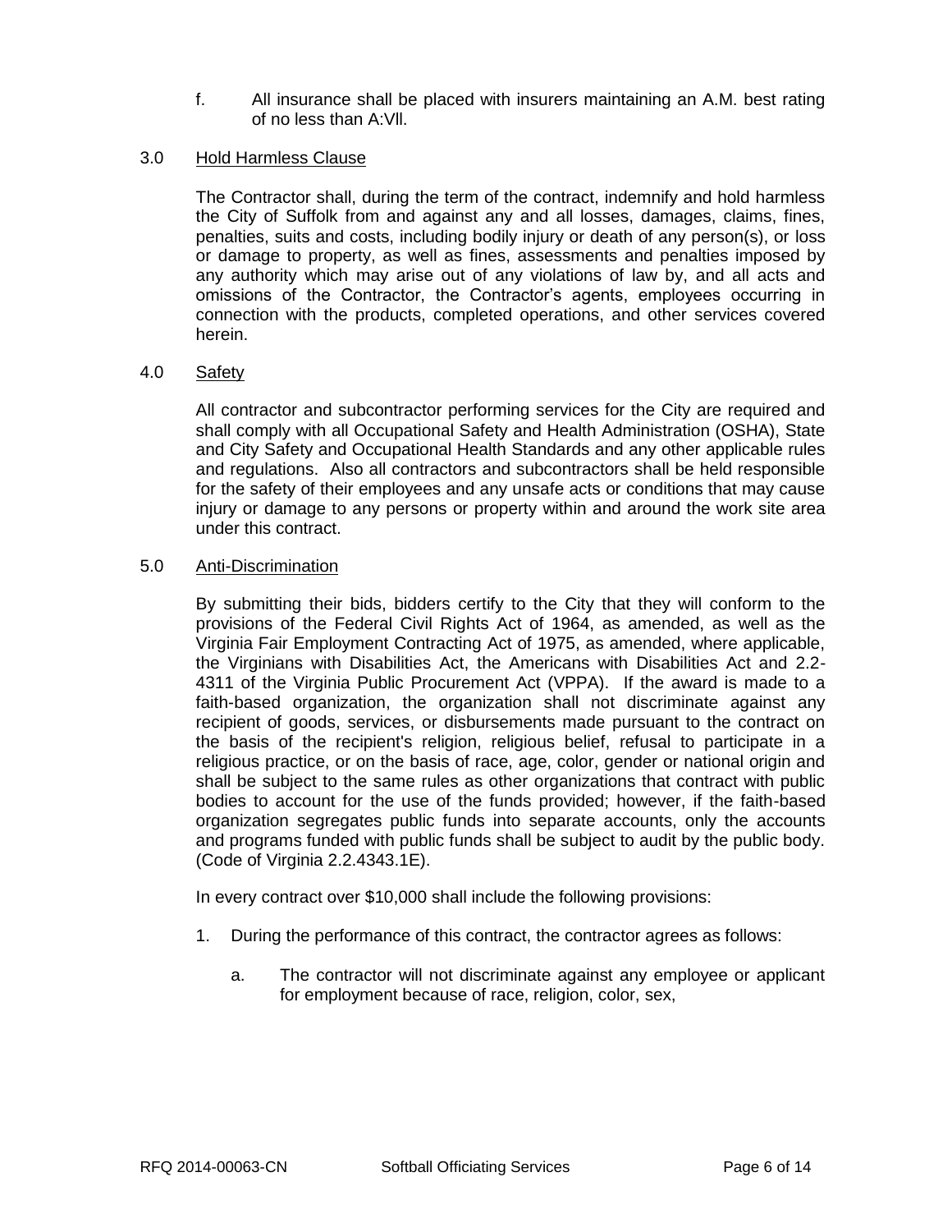f. All insurance shall be placed with insurers maintaining an A.M. best rating of no less than A:Vll.

## 3.0 Hold Harmless Clause

The Contractor shall, during the term of the contract, indemnify and hold harmless the City of Suffolk from and against any and all losses, damages, claims, fines, penalties, suits and costs, including bodily injury or death of any person(s), or loss or damage to property, as well as fines, assessments and penalties imposed by any authority which may arise out of any violations of law by, and all acts and omissions of the Contractor, the Contractor's agents, employees occurring in connection with the products, completed operations, and other services covered herein.

## 4.0 Safety

All contractor and subcontractor performing services for the City are required and shall comply with all Occupational Safety and Health Administration (OSHA), State and City Safety and Occupational Health Standards and any other applicable rules and regulations. Also all contractors and subcontractors shall be held responsible for the safety of their employees and any unsafe acts or conditions that may cause injury or damage to any persons or property within and around the work site area under this contract.

## 5.0 Anti-Discrimination

By submitting their bids, bidders certify to the City that they will conform to the provisions of the Federal Civil Rights Act of 1964, as amended, as well as the Virginia Fair Employment Contracting Act of 1975, as amended, where applicable, the Virginians with Disabilities Act, the Americans with Disabilities Act and 2.2-4311 of the Virginia Public Procurement Act (VPPA). If the award is made to a faith-based organization, the organization shall not discriminate against any recipient of goods, services, or disbursements made pursuant to the contract on the basis of the recipient's religion, religious belief, refusal to participate in a religious practice, or on the basis of race, age, color, gender or national origin and shall be subject to the same rules as other organizations that contract with public bodies to account for the use of the funds provided; however, if the faith-based organization segregates public funds into separate accounts, only the accounts and programs funded with public funds shall be subject to audit by the public body. (Code of Virginia 2.2.4343.1E).

In every contract over $10,000 shall include the following provisions:

1. During the performance of this contract, the contractor agrees as follows:

   a. The contractor will not discriminate against any employee or applicant for employment because of race, religion, color, sex,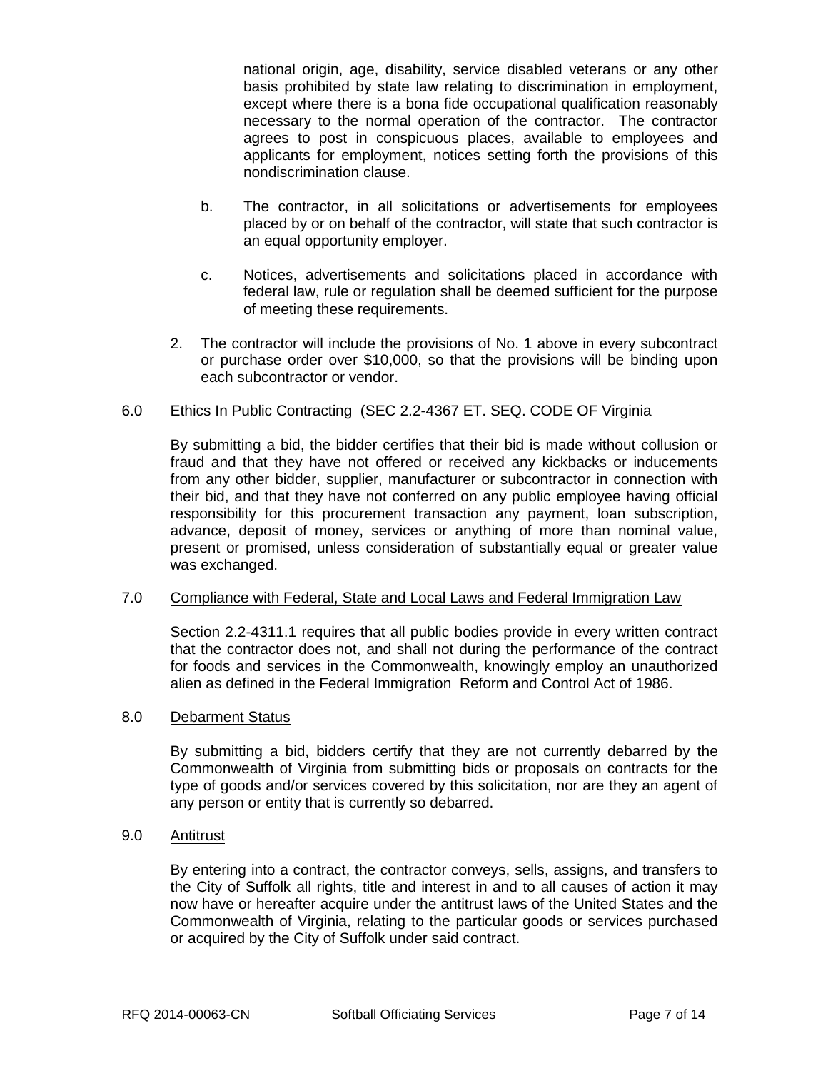national origin, age, disability, service disabled veterans or any other basis prohibited by state law relating to discrimination in employment, except where there is a bona fide occupational qualification reasonably necessary to the normal operation of the contractor. The contractor agrees to post in conspicuous places, available to employees and applicants for employment, notices setting forth the provisions of this nondiscrimination clause.

b. The contractor, in all solicitations or advertisements for employees placed by or on behalf of the contractor, will state that such contractor is an equal opportunity employer.

c. Notices, advertisements and solicitations placed in accordance with federal law, rule or regulation shall be deemed sufficient for the purpose of meeting these requirements.

2. The contractor will include the provisions of No. 1 above in every subcontract or purchase order over $10,000, so that the provisions will be binding upon each subcontractor or vendor.

6.0 Ethics In Public Contracting (SEC 2.2-4367 ET. SEQ. CODE OF Virginia

By submitting a bid, the bidder certifies that their bid is made without collusion or fraud and that they have not offered or received any kickbacks or inducements from any other bidder, supplier, manufacturer or subcontractor in connection with their bid, and that they have not conferred on any public employee having official responsibility for this procurement transaction any payment, loan subscription, advance, deposit of money, services or anything of more than nominal value, present or promised, unless consideration of substantially equal or greater value was exchanged.

7.0 Compliance with Federal, State and Local Laws and Federal Immigration Law

Section 2.2-4311.1 requires that all public bodies provide in every written contract that the contractor does not, and shall not during the performance of the contract for foods and services in the Commonwealth, knowingly employ an unauthorized alien as defined in the Federal Immigration Reform and Control Act of 1986.

8.0 Debarment Status

By submitting a bid, bidders certify that they are not currently debarred by the Commonwealth of Virginia from submitting bids or proposals on contracts for the type of goods and/or services covered by this solicitation, nor are they an agent of any person or entity that is currently so debarred.

9.0 Antitrust

By entering into a contract, the contractor conveys, sells, assigns, and transfers to the City of Suffolk all rights, title and interest in and to all causes of action it may now have or hereafter acquire under the antitrust laws of the United States and the Commonwealth of Virginia, relating to the particular goods or services purchased or acquired by the City of Suffolk under said contract.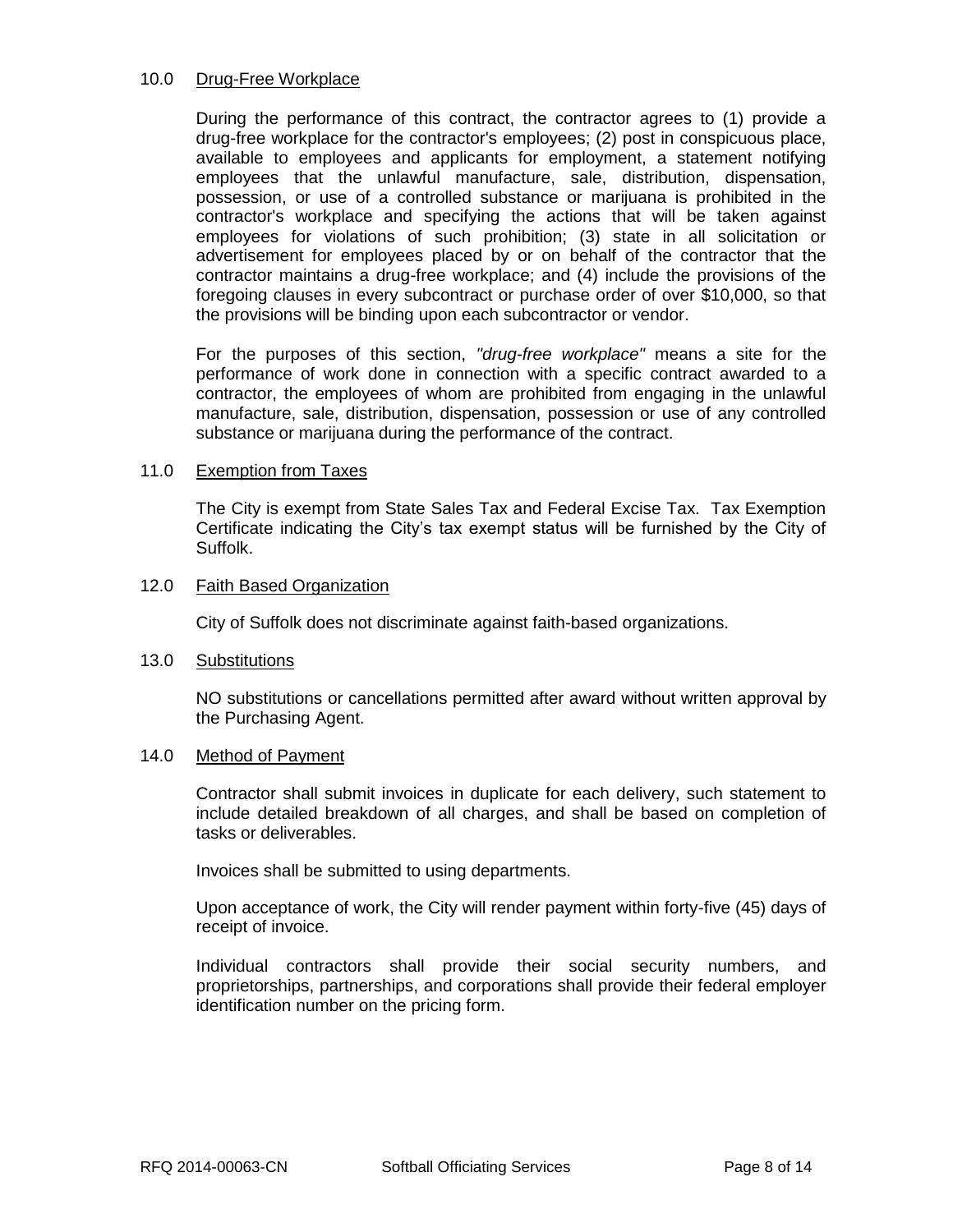## 10.0 Drug-Free Workplace

During the performance of this contract, the contractor agrees to (1) provide a drug-free workplace for the contractor's employees; (2) post in conspicuous place, available to employees and applicants for employment, a statement notifying employees that the unlawful manufacture, sale, distribution, dispensation, possession, or use of a controlled substance or marijuana is prohibited in the contractor's workplace and specifying the actions that will be taken against employees for violations of such prohibition; (3) state in all solicitation or advertisement for employees placed by or on behalf of the contractor that the contractor maintains a drug-free workplace; and (4) include the provisions of the foregoing clauses in every subcontract or purchase order of over $10,000, so that the provisions will be binding upon each subcontractor or vendor.

For the purposes of this section, *"drug-free workplace"* means a site for the performance of work done in connection with a specific contract awarded to a contractor, the employees of whom are prohibited from engaging in the unlawful manufacture, sale, distribution, dispensation, possession or use of any controlled substance or marijuana during the performance of the contract.

## 11.0 Exemption from Taxes

The City is exempt from State Sales Tax and Federal Excise Tax. Tax Exemption Certificate indicating the City's tax exempt status will be furnished by the City of Suffolk.

## 12.0 Faith Based Organization

City of Suffolk does not discriminate against faith-based organizations.

## 13.0 Substitutions

NO substitutions or cancellations permitted after award without written approval by the Purchasing Agent.

## 14.0 Method of Payment

Contractor shall submit invoices in duplicate for each delivery, such statement to include detailed breakdown of all charges, and shall be based on completion of tasks or deliverables.

Invoices shall be submitted to using departments.

Upon acceptance of work, the City will render payment within forty-five (45) days of receipt of invoice.

Individual contractors shall provide their social security numbers, and proprietorships, partnerships, and corporations shall provide their federal employer identification number on the pricing form.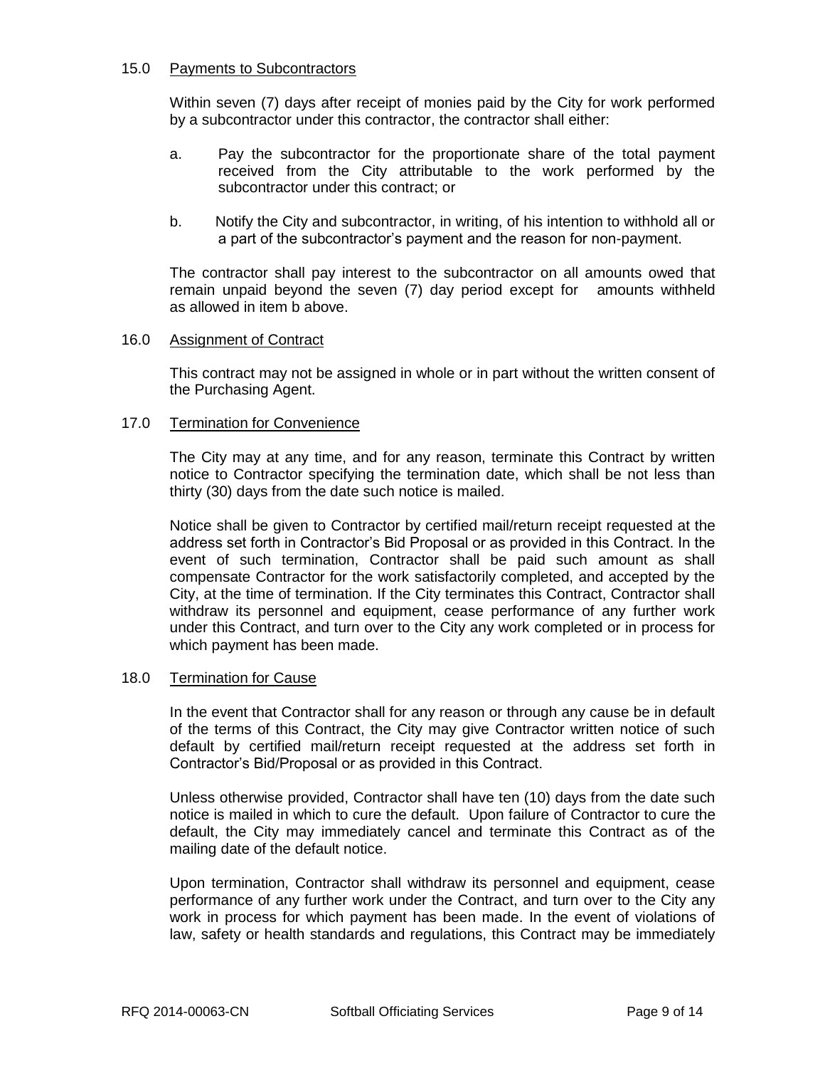## 15.0 Payments to Subcontractors

Within seven (7) days after receipt of monies paid by the City for work performed by a subcontractor under this contractor, the contractor shall either:

a. Pay the subcontractor for the proportionate share of the total payment received from the City attributable to the work performed by the subcontractor under this contract; or

b. Notify the City and subcontractor, in writing, of his intention to withhold all or a part of the subcontractor's payment and the reason for non-payment.

The contractor shall pay interest to the subcontractor on all amounts owed that remain unpaid beyond the seven (7) day period except for amounts withheld as allowed in item b above.

## 16.0 Assignment of Contract

This contract may not be assigned in whole or in part without the written consent of the Purchasing Agent.

## 17.0 Termination for Convenience

The City may at any time, and for any reason, terminate this Contract by written notice to Contractor specifying the termination date, which shall be not less than thirty (30) days from the date such notice is mailed.

Notice shall be given to Contractor by certified mail/return receipt requested at the address set forth in Contractor's Bid Proposal or as provided in this Contract. In the event of such termination, Contractor shall be paid such amount as shall compensate Contractor for the work satisfactorily completed, and accepted by the City, at the time of termination. If the City terminates this Contract, Contractor shall withdraw its personnel and equipment, cease performance of any further work under this Contract, and turn over to the City any work completed or in process for which payment has been made.

## 18.0 Termination for Cause

In the event that Contractor shall for any reason or through any cause be in default of the terms of this Contract, the City may give Contractor written notice of such default by certified mail/return receipt requested at the address set forth in Contractor's Bid/Proposal or as provided in this Contract.

Unless otherwise provided, Contractor shall have ten (10) days from the date such notice is mailed in which to cure the default. Upon failure of Contractor to cure the default, the City may immediately cancel and terminate this Contract as of the mailing date of the default notice.

Upon termination, Contractor shall withdraw its personnel and equipment, cease performance of any further work under the Contract, and turn over to the City any work in process for which payment has been made. In the event of violations of law, safety or health standards and regulations, this Contract may be immediately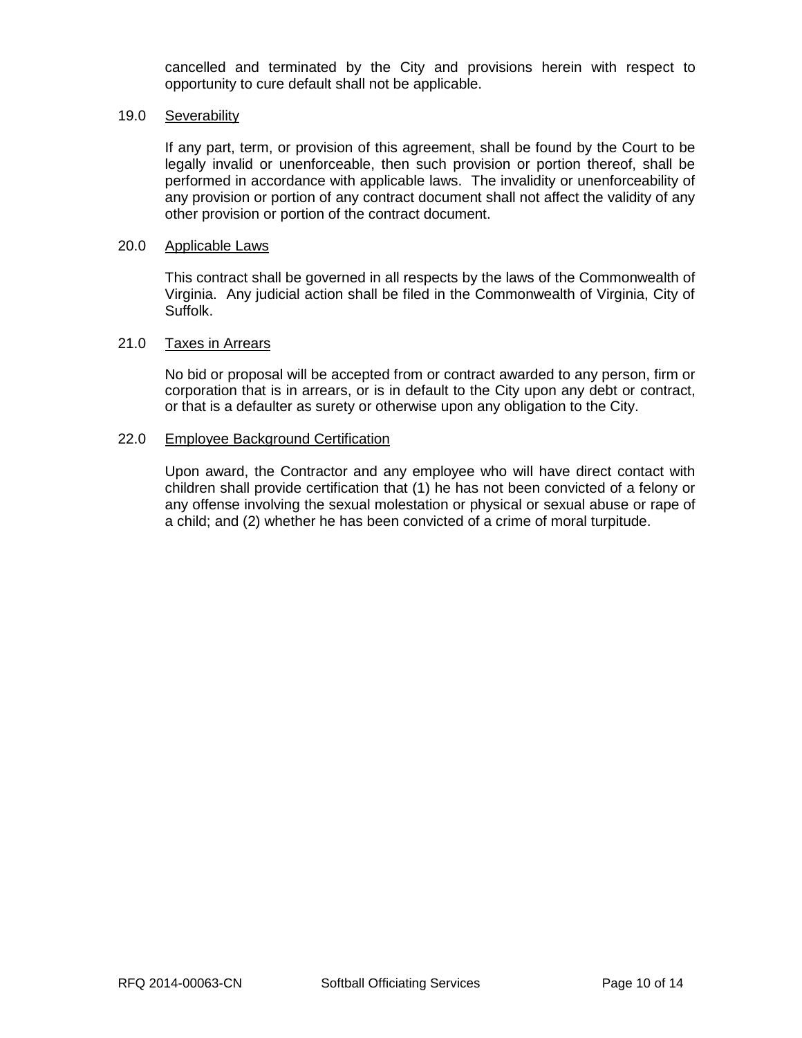cancelled and terminated by the City and provisions herein with respect to opportunity to cure default shall not be applicable.

19.0 Severability

If any part, term, or provision of this agreement, shall be found by the Court to be legally invalid or unenforceable, then such provision or portion thereof, shall be performed in accordance with applicable laws. The invalidity or unenforceability of any provision or portion of any contract document shall not affect the validity of any other provision or portion of the contract document.

20.0 Applicable Laws

This contract shall be governed in all respects by the laws of the Commonwealth of Virginia. Any judicial action shall be filed in the Commonwealth of Virginia, City of Suffolk.

21.0 Taxes in Arrears

No bid or proposal will be accepted from or contract awarded to any person, firm or corporation that is in arrears, or is in default to the City upon any debt or contract, or that is a defaulter as surety or otherwise upon any obligation to the City.

22.0 Employee Background Certification

Upon award, the Contractor and any employee who will have direct contact with children shall provide certification that (1) he has not been convicted of a felony or any offense involving the sexual molestation or physical or sexual abuse or rape of a child; and (2) whether he has been convicted of a crime of moral turpitude.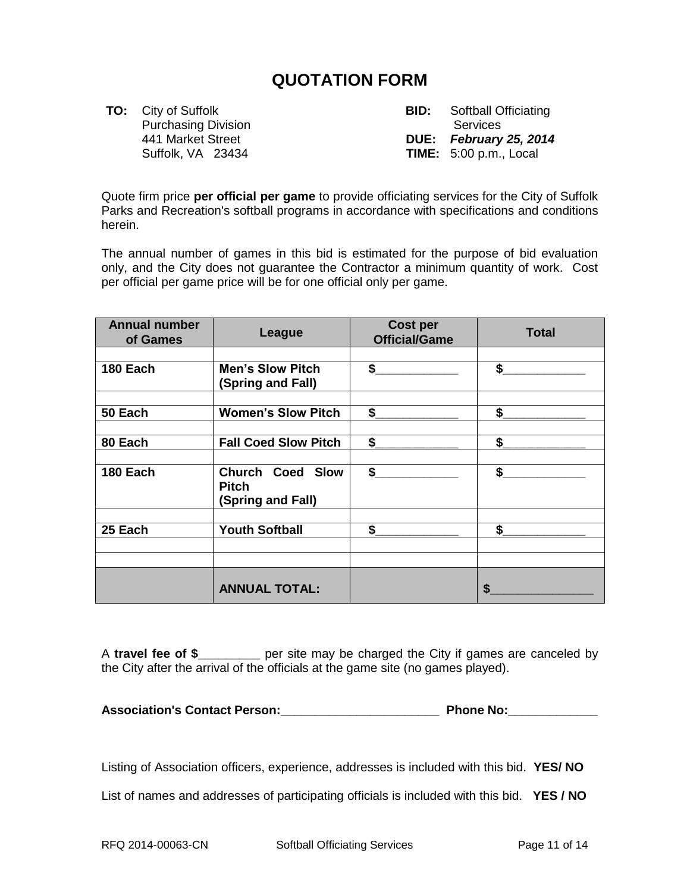# QUOTATION FORM

**TO:** City of Suffolk
Purchasing Division
441 Market Street
Suffolk, VA 23434

**BID:** Softball Officiating Services
**DUE:** ***February 25, 2014***
**TIME:** 5:00 p.m., Local

Quote firm price **per official per game** to provide officiating services for the City of Suffolk Parks and Recreation's softball programs in accordance with specifications and conditions herein.

The annual number of games in this bid is estimated for the purpose of bid evaluation only, and the City does not guarantee the Contractor a minimum quantity of work. Cost per official per game price will be for one official only per game.

| Annual number of Games | League | Cost per Official/Game | Total |
|---|---|---|---|
| | | | |
| **180 Each** | **Men's Slow Pitch (Spring and Fall)** | **$**____________ | **$**____________ |
| | | | |
| **50 Each** | **Women's Slow Pitch** | **$**____________ | **$**____________ |
| | | | |
| **80 Each** | **Fall Coed Slow Pitch** | **$**____________ | **$**____________ |
| | | | |
| **180 Each** | **Church Coed Slow Pitch (Spring and Fall)** | **$**____________ | **$**____________ |
| | | | |
| **25 Each** | **Youth Softball** | **$**____________ | **$**____________ |
| | | | |
| | | | |
| | **ANNUAL TOTAL:** | | **$**_______________ |

A **travel fee of $**_________ per site may be charged the City if games are canceled by the City after the arrival of the officials at the game site (no games played).

**Association's Contact Person:**_______________________ **Phone No:**_____________

Listing of Association officers, experience, addresses is included with this bid. **YES/ NO**

List of names and addresses of participating officials is included with this bid. **YES / NO**

RFQ 2014-00063-CN Softball Officiating Services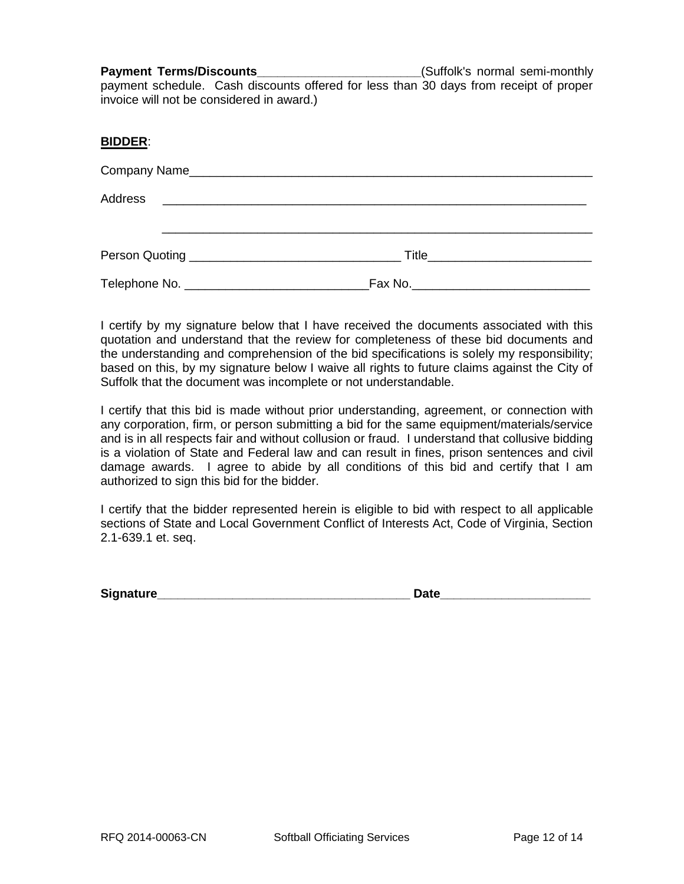**Payment Terms/Discounts**________________________(Suffolk's normal semi-monthly payment schedule. Cash discounts offered for less than 30 days from receipt of proper invoice will not be considered in award.)

**BIDDER**:

Company Name___________________________________________________________

Address ________________________________________________________________

________________________________________________________________

Person Quoting _______________________________ Title________________________

Telephone No. ___________________________Fax No.__________________________

I certify by my signature below that I have received the documents associated with this quotation and understand that the review for completeness of these bid documents and the understanding and comprehension of the bid specifications is solely my responsibility; based on this, by my signature below I waive all rights to future claims against the City of Suffolk that the document was incomplete or not understandable.

I certify that this bid is made without prior understanding, agreement, or connection with any corporation, firm, or person submitting a bid for the same equipment/materials/service and is in all respects fair and without collusion or fraud. I understand that collusive bidding is a violation of State and Federal law and can result in fines, prison sentences and civil damage awards. I agree to abide by all conditions of this bid and certify that I am authorized to sign this bid for the bidder.

I certify that the bidder represented herein is eligible to bid with respect to all applicable sections of State and Local Government Conflict of Interests Act, Code of Virginia, Section 2.1-639.1 et. seq.

**Signature**______________________________________ **Date**______________________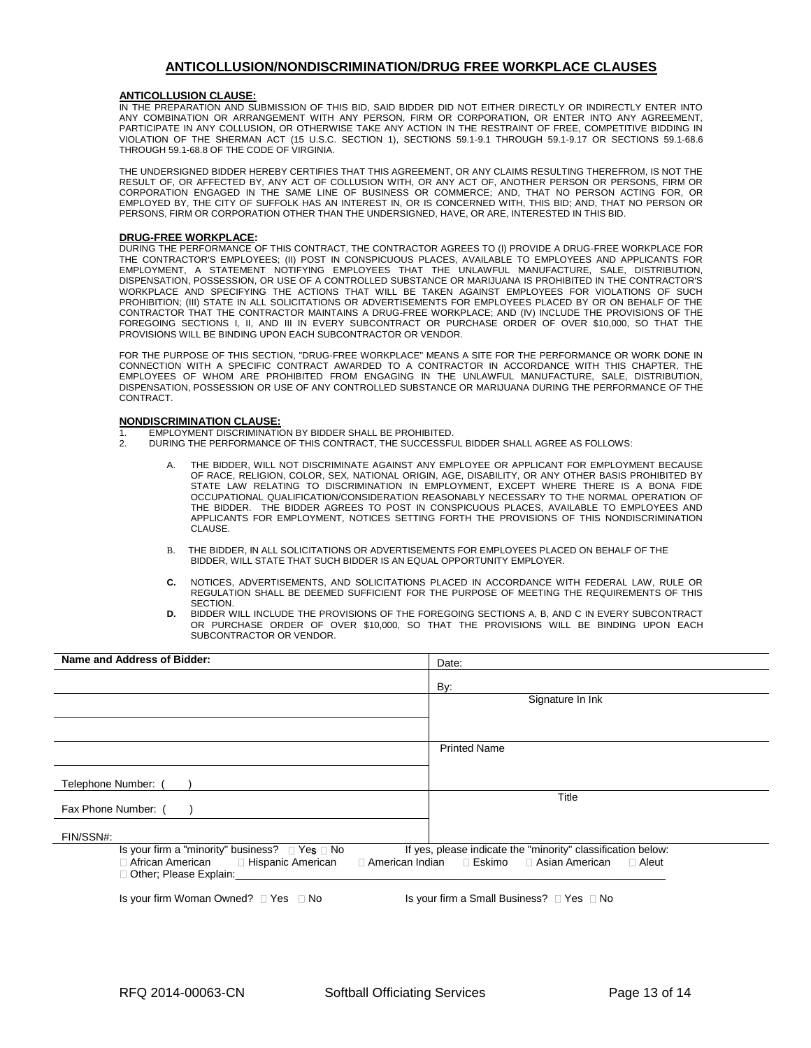## ANTICOLLUSION/NONDISCRIMINATION/DRUG FREE WORKPLACE CLAUSES

**ANTICOLLUSION CLAUSE:**

IN THE PREPARATION AND SUBMISSION OF THIS BID, SAID BIDDER DID NOT EITHER DIRECTLY OR INDIRECTLY ENTER INTO ANY COMBINATION OR ARRANGEMENT WITH ANY PERSON, FIRM OR CORPORATION, OR ENTER INTO ANY AGREEMENT, PARTICIPATE IN ANY COLLUSION, OR OTHERWISE TAKE ANY ACTION IN THE RESTRAINT OF FREE, COMPETITIVE BIDDING IN VIOLATION OF THE SHERMAN ACT (15 U.S.C. SECTION 1), SECTIONS 59.1-9.1 THROUGH 59.1-9.17 OR SECTIONS 59.1-68.6 THROUGH 59.1-68.8 OF THE CODE OF VIRGINIA.

THE UNDERSIGNED BIDDER HEREBY CERTIFIES THAT THIS AGREEMENT, OR ANY CLAIMS RESULTING THEREFROM, IS NOT THE RESULT OF, OR AFFECTED BY, ANY ACT OF COLLUSION WITH, OR ANY ACT OF, ANOTHER PERSON OR PERSONS, FIRM OR CORPORATION ENGAGED IN THE SAME LINE OF BUSINESS OR COMMERCE; AND, THAT NO PERSON ACTING FOR, OR EMPLOYED BY, THE CITY OF SUFFOLK HAS AN INTEREST IN, OR IS CONCERNED WITH, THIS BID; AND, THAT NO PERSON OR PERSONS, FIRM OR CORPORATION OTHER THAN THE UNDERSIGNED, HAVE, OR ARE, INTERESTED IN THIS BID.

**DRUG-FREE WORKPLACE:**

DURING THE PERFORMANCE OF THIS CONTRACT, THE CONTRACTOR AGREES TO (I) PROVIDE A DRUG-FREE WORKPLACE FOR THE CONTRACTOR'S EMPLOYEES; (II) POST IN CONSPICUOUS PLACES, AVAILABLE TO EMPLOYEES AND APPLICANTS FOR EMPLOYMENT, A STATEMENT NOTIFYING EMPLOYEES THAT THE UNLAWFUL MANUFACTURE, SALE, DISTRIBUTION, DISPENSATION, POSSESSION, OR USE OF A CONTROLLED SUBSTANCE OR MARIJUANA IS PROHIBITED IN THE CONTRACTOR'S WORKPLACE AND SPECIFYING THE ACTIONS THAT WILL BE TAKEN AGAINST EMPLOYEES FOR VIOLATIONS OF SUCH PROHIBITION; (III) STATE IN ALL SOLICITATIONS OR ADVERTISEMENTS FOR EMPLOYEES PLACED BY OR ON BEHALF OF THE CONTRACTOR THAT THE CONTRACTOR MAINTAINS A DRUG-FREE WORKPLACE; AND (IV) INCLUDE THE PROVISIONS OF THE FOREGOING SECTIONS I, II, AND III IN EVERY SUBCONTRACT OR PURCHASE ORDER OF OVER $10,000, SO THAT THE PROVISIONS WILL BE BINDING UPON EACH SUBCONTRACTOR OR VENDOR.

FOR THE PURPOSE OF THIS SECTION, "DRUG-FREE WORKPLACE" MEANS A SITE FOR THE PERFORMANCE OR WORK DONE IN CONNECTION WITH A SPECIFIC CONTRACT AWARDED TO A CONTRACTOR IN ACCORDANCE WITH THIS CHAPTER, THE EMPLOYEES OF WHOM ARE PROHIBITED FROM ENGAGING IN THE UNLAWFUL MANUFACTURE, SALE, DISTRIBUTION, DISPENSATION, POSSESSION OR USE OF ANY CONTROLLED SUBSTANCE OR MARIJUANA DURING THE PERFORMANCE OF THE CONTRACT.

**NONDISCRIMINATION CLAUSE:**

1. EMPLOYMENT DISCRIMINATION BY BIDDER SHALL BE PROHIBITED.
2. DURING THE PERFORMANCE OF THIS CONTRACT, THE SUCCESSFUL BIDDER SHALL AGREE AS FOLLOWS:

   A. THE BIDDER, WILL NOT DISCRIMINATE AGAINST ANY EMPLOYEE OR APPLICANT FOR EMPLOYMENT BECAUSE OF RACE, RELIGION, COLOR, SEX, NATIONAL ORIGIN, AGE, DISABILITY, OR ANY OTHER BASIS PROHIBITED BY STATE LAW RELATING TO DISCRIMINATION IN EMPLOYMENT, EXCEPT WHERE THERE IS A BONA FIDE OCCUPATIONAL QUALIFICATION/CONSIDERATION REASONABLY NECESSARY TO THE NORMAL OPERATION OF THE BIDDER. THE BIDDER AGREES TO POST IN CONSPICUOUS PLACES, AVAILABLE TO EMPLOYEES AND APPLICANTS FOR EMPLOYMENT, NOTICES SETTING FORTH THE PROVISIONS OF THIS NONDISCRIMINATION CLAUSE.

   B. THE BIDDER, IN ALL SOLICITATIONS OR ADVERTISEMENTS FOR EMPLOYEES PLACED ON BEHALF OF THE BIDDER, WILL STATE THAT SUCH BIDDER IS AN EQUAL OPPORTUNITY EMPLOYER.

   **C.** NOTICES, ADVERTISEMENTS, AND SOLICITATIONS PLACED IN ACCORDANCE WITH FEDERAL LAW, RULE OR REGULATION SHALL BE DEEMED SUFFICIENT FOR THE PURPOSE OF MEETING THE REQUIREMENTS OF THIS SECTION.

   **D.** BIDDER WILL INCLUDE THE PROVISIONS OF THE FOREGOING SECTIONS A, B, AND C IN EVERY SUBCONTRACT OR PURCHASE ORDER OF OVER $10,000, SO THAT THE PROVISIONS WILL BE BINDING UPON EACH SUBCONTRACTOR OR VENDOR.

| **Name and Address of Bidder:** | Date: |
|---|---|
| | By: |
| | Signature In Ink |
| | |
| | Printed Name |
| Telephone Number: (   ) | |
| Fax Phone Number: (   ) | Title |
| FIN/SSN#: | |

Is your firm a "minority" business? ☐ Yes ☐ No  If yes, please indicate the "minority" classification below:

☐ African American ☐ Hispanic American ☐ American Indian ☐ Eskimo ☐ Asian American ☐ Aleut

☐ Other; Please Explain: ______________________

Is your firm Woman Owned? ☐ Yes ☐ No  Is your firm a Small Business? ☐ Yes ☐ No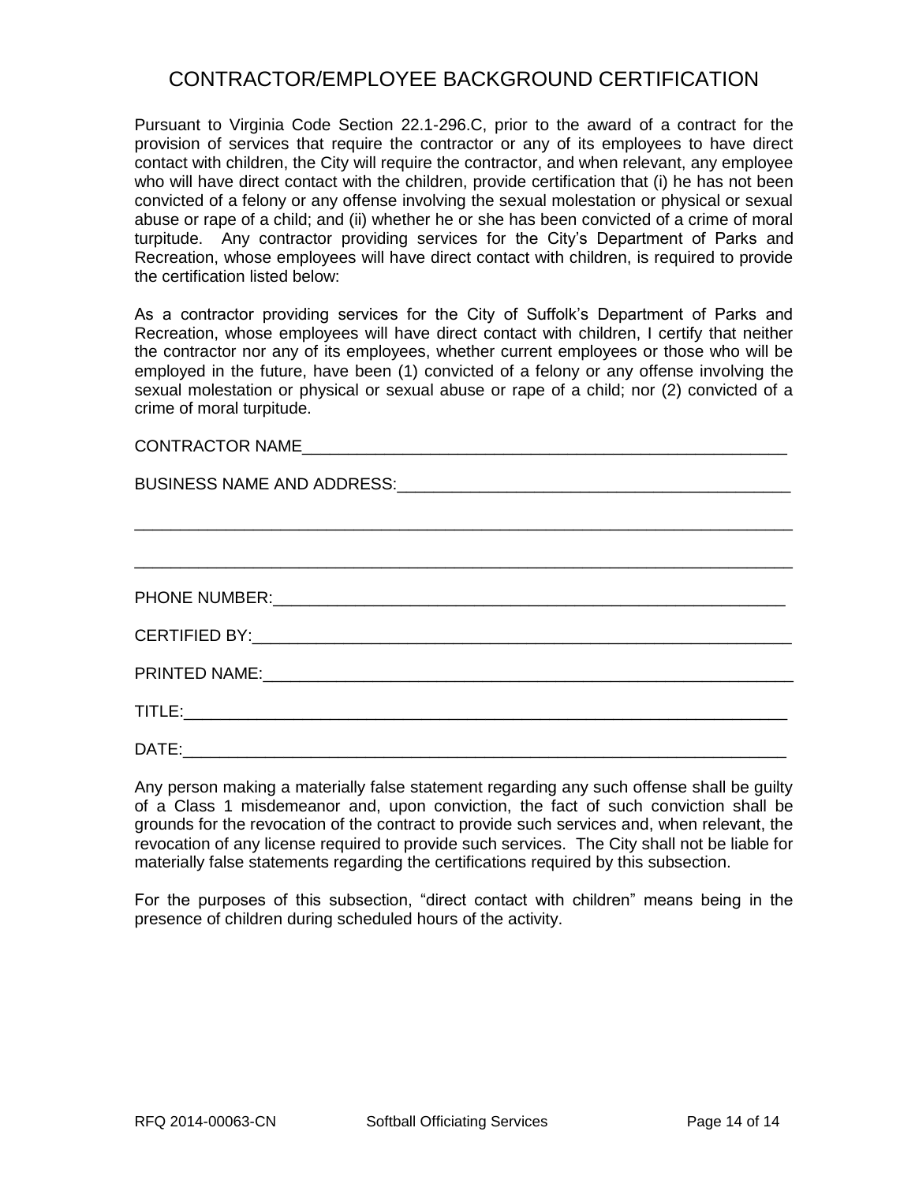# CONTRACTOR/EMPLOYEE BACKGROUND CERTIFICATION

Pursuant to Virginia Code Section 22.1-296.C, prior to the award of a contract for the provision of services that require the contractor or any of its employees to have direct contact with children, the City will require the contractor, and when relevant, any employee who will have direct contact with the children, provide certification that (i) he has not been convicted of a felony or any offense involving the sexual molestation or physical or sexual abuse or rape of a child; and (ii) whether he or she has been convicted of a crime of moral turpitude. Any contractor providing services for the City's Department of Parks and Recreation, whose employees will have direct contact with children, is required to provide the certification listed below:

As a contractor providing services for the City of Suffolk's Department of Parks and Recreation, whose employees will have direct contact with children, I certify that neither the contractor nor any of its employees, whether current employees or those who will be employed in the future, have been (1) convicted of a felony or any offense involving the sexual molestation or physical or sexual abuse or rape of a child; nor (2) convicted of a crime of moral turpitude.

CONTRACTOR NAME_______________________________________________________

BUSINESS NAME AND ADDRESS:___________________________________________

_________________________________________________________________________

_________________________________________________________________________

PHONE NUMBER:______________________________________________________

CERTIFIED BY:________________________________________________________

PRINTED NAME:_______________________________________________________

TITLE:_______________________________________________________________

DATE:_______________________________________________________________

Any person making a materially false statement regarding any such offense shall be guilty of a Class 1 misdemeanor and, upon conviction, the fact of such conviction shall be grounds for the revocation of the contract to provide such services and, when relevant, the revocation of any license required to provide such services. The City shall not be liable for materially false statements regarding the certifications required by this subsection.

For the purposes of this subsection, "direct contact with children" means being in the presence of children during scheduled hours of the activity.